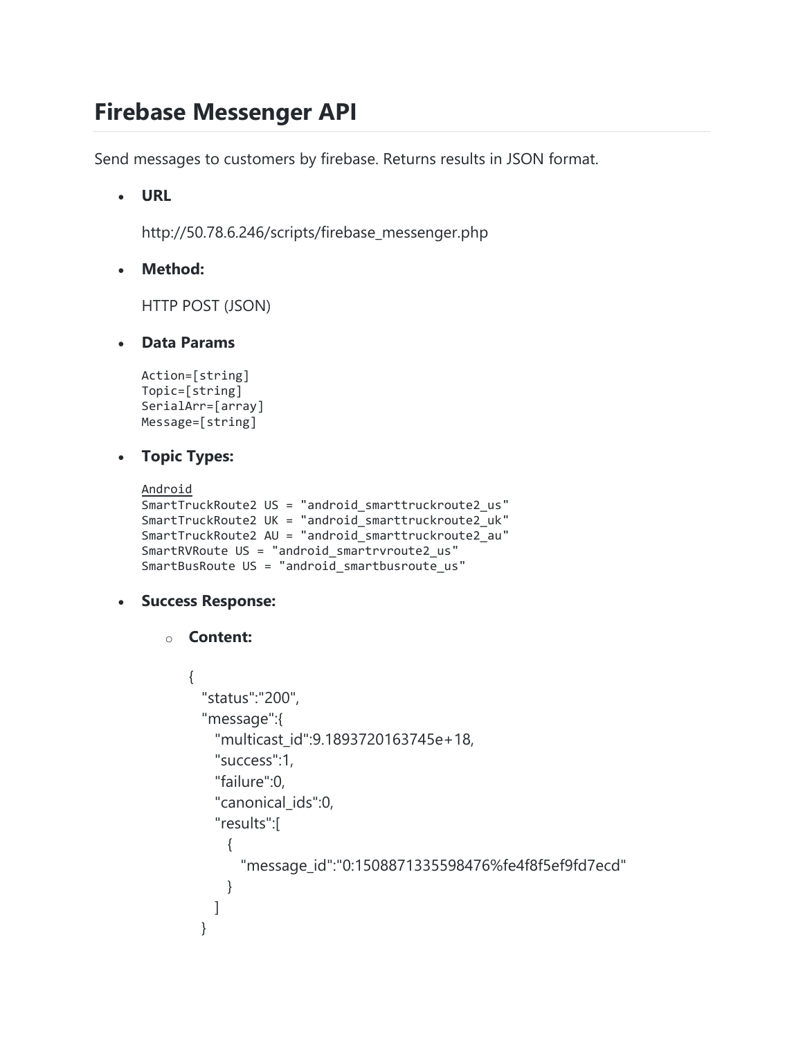# Firebase Messenger API

Send messages to customers by firebase. Returns results in JSON format.

- **URL**

  http://50.78.6.246/scripts/firebase_messenger.php

- **Method:**

  HTTP POST (JSON)

- **Data Params**

  ```
  Action=[string]
  Topic=[string]
  SerialArr=[array]
  Message=[string]
  ```

- **Topic Types:**

  ```
  Android
  SmartTruckRoute2 US = "android_smarttruckroute2_us"
  SmartTruckRoute2 UK = "android_smarttruckroute2_uk"
  SmartTruckRoute2 AU = "android_smarttruckroute2_au"
  SmartRVRoute US = "android_smartrvroute2_us"
  SmartBusRoute US = "android_smartbusroute_us"
  ```

- **Success Response:**

  - **Content:**

    ```
    {
      "status":"200",
      "message":{
        "multicast_id":9.1893720163745e+18,
        "success":1,
        "failure":0,
        "canonical_ids":0,
        "results":[
          {
            "message_id":"0:1508871335598476%fe4f8f5ef9fd7ecd"
          }
        ]
      }
    ```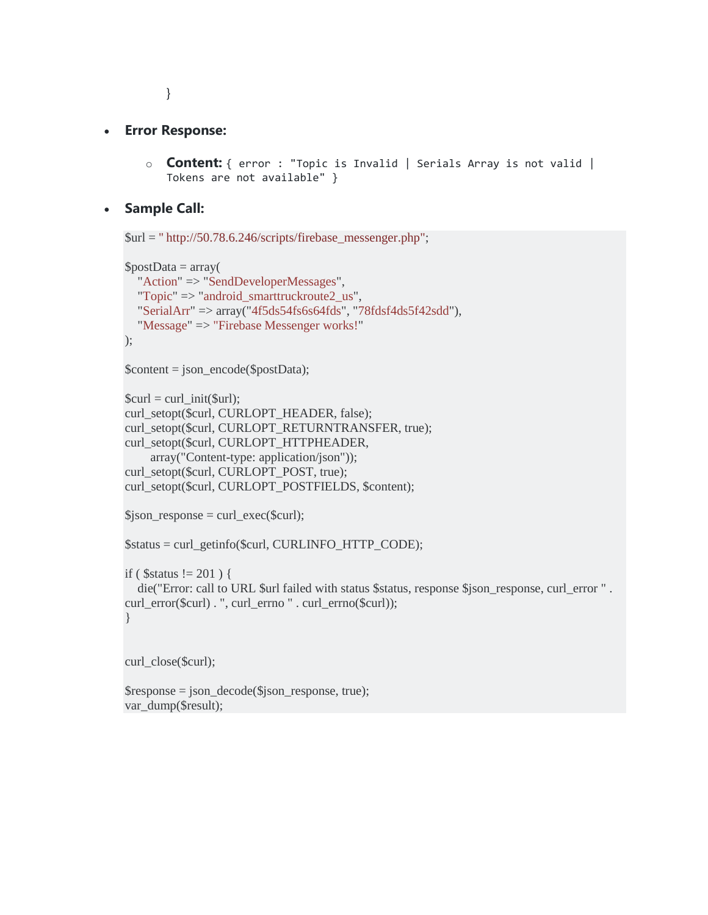}

- **Error Response:**
  - **Content:** `{ error : "Topic is Invalid | Serials Array is not valid | Tokens are not available" }`

- **Sample Call:**

```
$url = " http://50.78.6.246/scripts/firebase_messenger.php";

$postData = array(
   "Action" => "SendDeveloperMessages",
   "Topic" => "android_smarttruckroute2_us",
   "SerialArr" => array("4f5ds54fs6s64fds", "78fdsf4ds5f42sdd"),
   "Message" => "Firebase Messenger works!"
);

$content = json_encode($postData);

$curl = curl_init($url);
curl_setopt($curl, CURLOPT_HEADER, false);
curl_setopt($curl, CURLOPT_RETURNTRANSFER, true);
curl_setopt($curl, CURLOPT_HTTPHEADER,
        array("Content-type: application/json"));
curl_setopt($curl, CURLOPT_POST, true);
curl_setopt($curl, CURLOPT_POSTFIELDS, $content);

$json_response = curl_exec($curl);

$status = curl_getinfo($curl, CURLINFO_HTTP_CODE);

if ( $status != 201 ) {
   die("Error: call to URL $url failed with status $status, response $json_response, curl_error " . curl_error($curl) . ", curl_errno " . curl_errno($curl));
}


curl_close($curl);

$response = json_decode($json_response, true);
var_dump($result);
```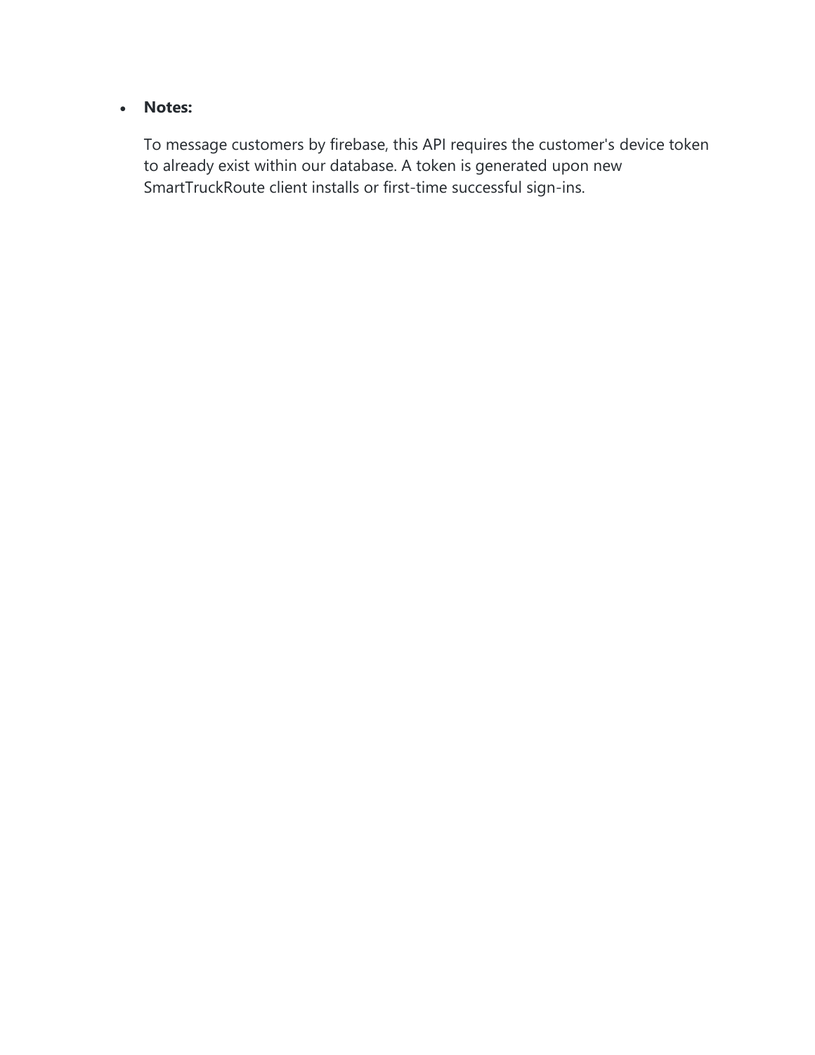- **Notes:**

  To message customers by firebase, this API requires the customer's device token to already exist within our database. A token is generated upon new SmartTruckRoute client installs or first-time successful sign-ins.